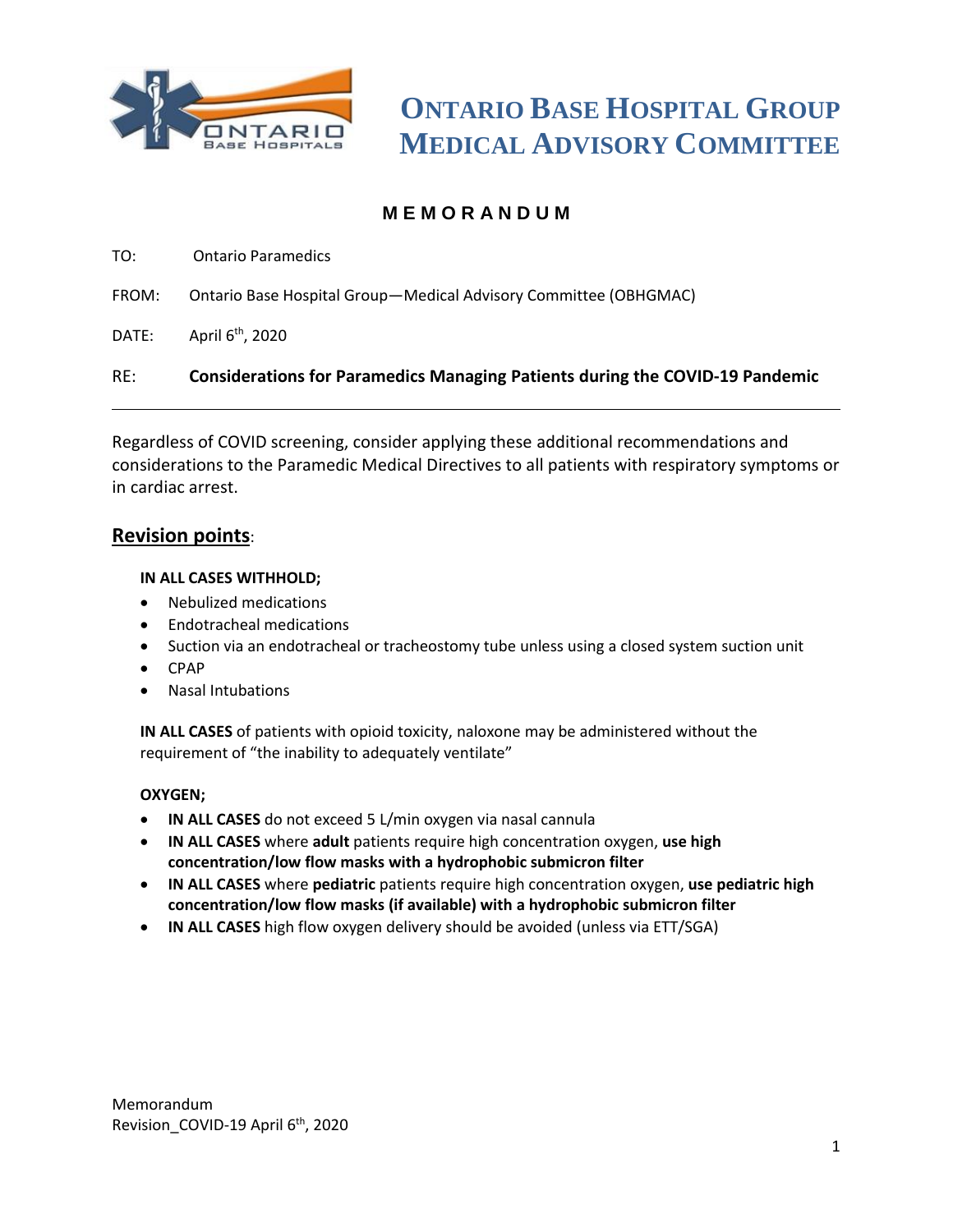# Ontario Base Hospital Group Medical Advisory Committee

## MEMORANDUM

TO: Ontario Paramedics

FROM: Ontario Base Hospital Group—Medical Advisory Committee (OBHGMAC)

DATE: April 6th, 2020

RE: **Considerations for Paramedics Managing Patients during the COVID-19 Pandemic**

---

Regardless of COVID screening, consider applying these additional recommendations and considerations to the Paramedic Medical Directives to all patients with respiratory symptoms or in cardiac arrest.

## Revision points:

**IN ALL CASES WITHHOLD;**

- Nebulized medications
- Endotracheal medications
- Suction via an endotracheal or tracheostomy tube unless using a closed system suction unit
- CPAP
- Nasal Intubations

**IN ALL CASES** of patients with opioid toxicity, naloxone may be administered without the requirement of “the inability to adequately ventilate”

**OXYGEN;**

- **IN ALL CASES** do not exceed 5 L/min oxygen via nasal cannula
- **IN ALL CASES** where **adult** patients require high concentration oxygen, **use high concentration/low flow masks with a hydrophobic submicron filter**
- **IN ALL CASES** where **pediatric** patients require high concentration oxygen, **use pediatric high concentration/low flow masks (if available) with a hydrophobic submicron filter**
- **IN ALL CASES** high flow oxygen delivery should be avoided (unless via ETT/SGA)

Memorandum
Revision_COVID-19 April 6th, 2020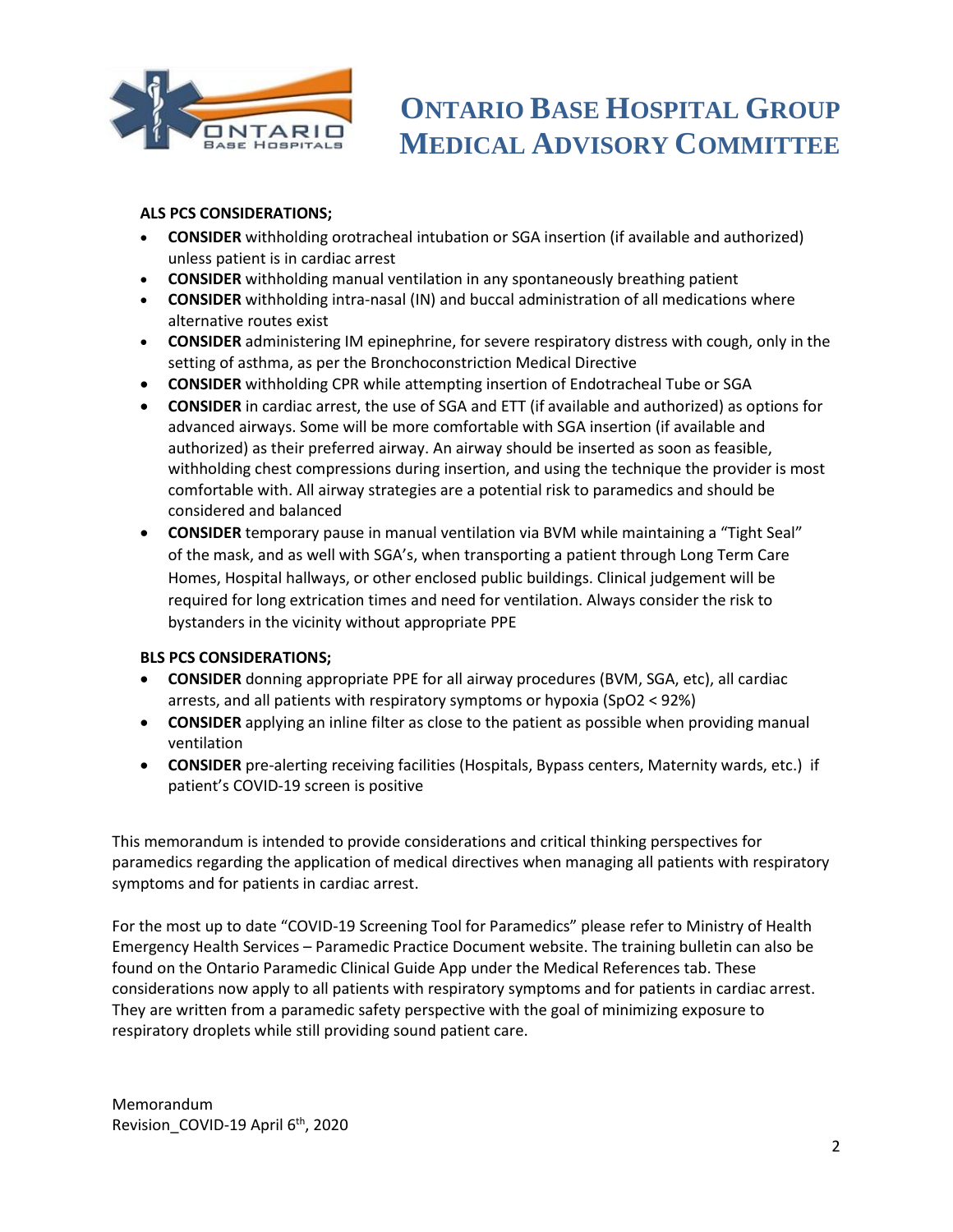**ALS PCS CONSIDERATIONS;**

- **CONSIDER** withholding orotracheal intubation or SGA insertion (if available and authorized) unless patient is in cardiac arrest
- **CONSIDER** withholding manual ventilation in any spontaneously breathing patient
- **CONSIDER** withholding intra-nasal (IN) and buccal administration of all medications where alternative routes exist
- **CONSIDER** administering IM epinephrine, for severe respiratory distress with cough, only in the setting of asthma, as per the Bronchoconstriction Medical Directive
- **CONSIDER** withholding CPR while attempting insertion of Endotracheal Tube or SGA
- **CONSIDER** in cardiac arrest, the use of SGA and ETT (if available and authorized) as options for advanced airways. Some will be more comfortable with SGA insertion (if available and authorized) as their preferred airway. An airway should be inserted as soon as feasible, withholding chest compressions during insertion, and using the technique the provider is most comfortable with. All airway strategies are a potential risk to paramedics and should be considered and balanced
- **CONSIDER** temporary pause in manual ventilation via BVM while maintaining a "Tight Seal" of the mask, and as well with SGA's, when transporting a patient through Long Term Care Homes, Hospital hallways, or other enclosed public buildings. Clinical judgement will be required for long extrication times and need for ventilation. Always consider the risk to bystanders in the vicinity without appropriate PPE

**BLS PCS CONSIDERATIONS;**

- **CONSIDER** donning appropriate PPE for all airway procedures (BVM, SGA, etc), all cardiac arrests, and all patients with respiratory symptoms or hypoxia (SpO2 < 92%)
- **CONSIDER** applying an inline filter as close to the patient as possible when providing manual ventilation
- **CONSIDER** pre-alerting receiving facilities (Hospitals, Bypass centers, Maternity wards, etc.) if patient's COVID-19 screen is positive

This memorandum is intended to provide considerations and critical thinking perspectives for paramedics regarding the application of medical directives when managing all patients with respiratory symptoms and for patients in cardiac arrest.

For the most up to date "COVID-19 Screening Tool for Paramedics" please refer to Ministry of Health Emergency Health Services – Paramedic Practice Document website. The training bulletin can also be found on the Ontario Paramedic Clinical Guide App under the Medical References tab. These considerations now apply to all patients with respiratory symptoms and for patients in cardiac arrest. They are written from a paramedic safety perspective with the goal of minimizing exposure to respiratory droplets while still providing sound patient care.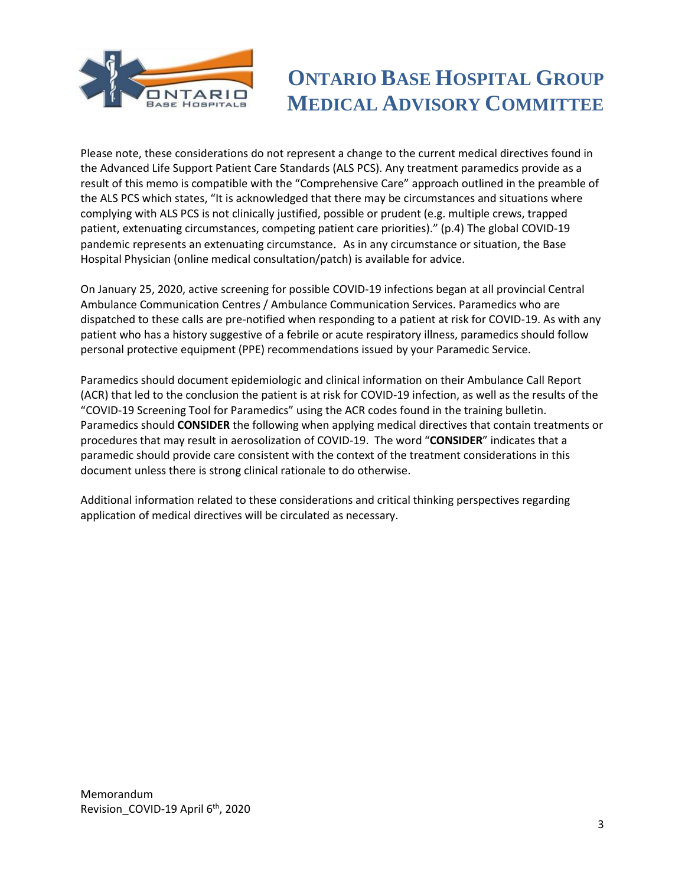Please note, these considerations do not represent a change to the current medical directives found in the Advanced Life Support Patient Care Standards (ALS PCS). Any treatment paramedics provide as a result of this memo is compatible with the "Comprehensive Care" approach outlined in the preamble of the ALS PCS which states, "It is acknowledged that there may be circumstances and situations where complying with ALS PCS is not clinically justified, possible or prudent (e.g. multiple crews, trapped patient, extenuating circumstances, competing patient care priorities)." (p.4) The global COVID-19 pandemic represents an extenuating circumstance. As in any circumstance or situation, the Base Hospital Physician (online medical consultation/patch) is available for advice.

On January 25, 2020, active screening for possible COVID-19 infections began at all provincial Central Ambulance Communication Centres / Ambulance Communication Services. Paramedics who are dispatched to these calls are pre-notified when responding to a patient at risk for COVID-19. As with any patient who has a history suggestive of a febrile or acute respiratory illness, paramedics should follow personal protective equipment (PPE) recommendations issued by your Paramedic Service.

Paramedics should document epidemiologic and clinical information on their Ambulance Call Report (ACR) that led to the conclusion the patient is at risk for COVID-19 infection, as well as the results of the "COVID-19 Screening Tool for Paramedics" using the ACR codes found in the training bulletin. Paramedics should **CONSIDER** the following when applying medical directives that contain treatments or procedures that may result in aerosolization of COVID-19. The word "**CONSIDER**" indicates that a paramedic should provide care consistent with the context of the treatment considerations in this document unless there is strong clinical rationale to do otherwise.

Additional information related to these considerations and critical thinking perspectives regarding application of medical directives will be circulated as necessary.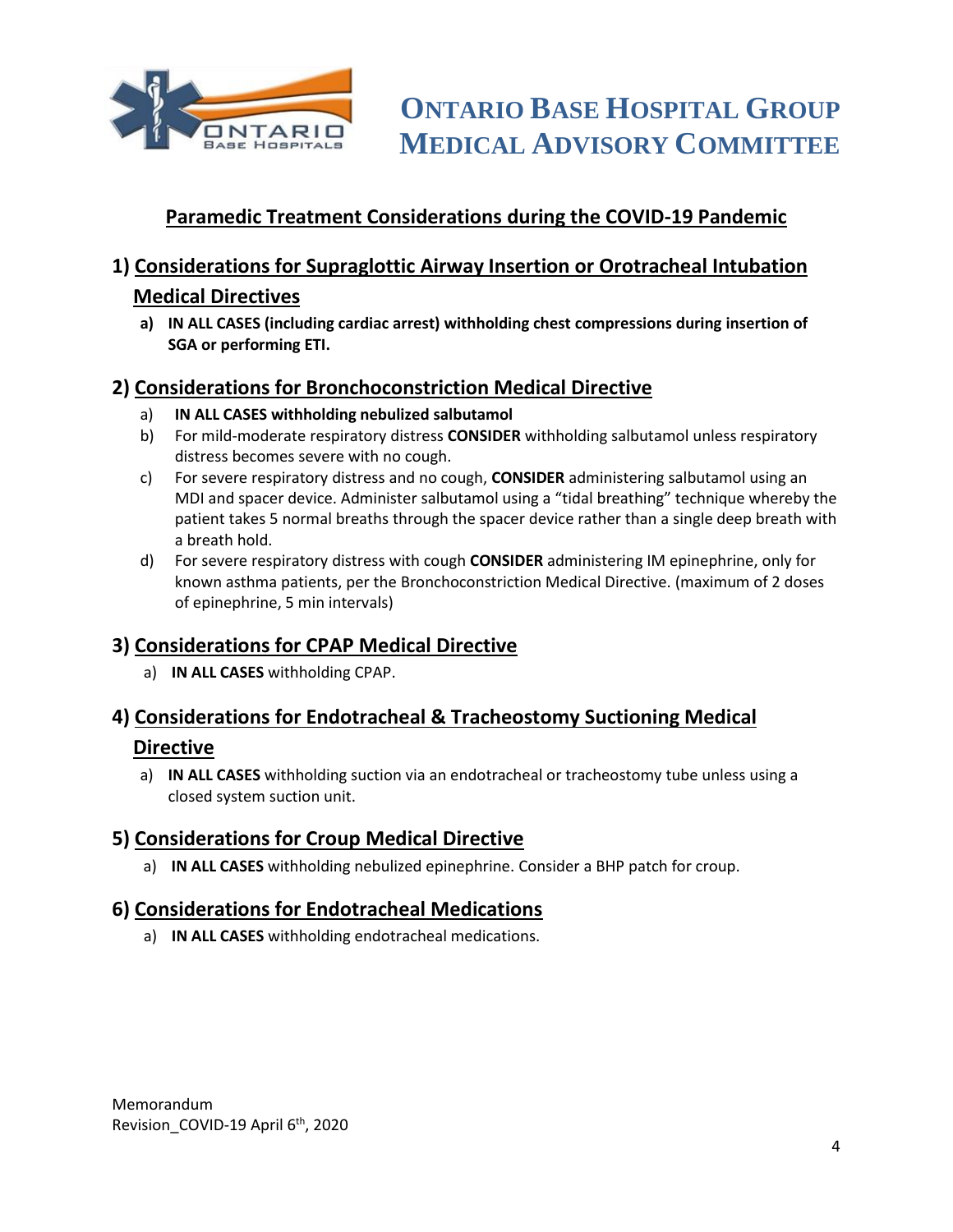# ONTARIO BASE HOSPITAL GROUP MEDICAL ADVISORY COMMITTEE

## Paramedic Treatment Considerations during the COVID-19 Pandemic

## 1) Considerations for Supraglottic Airway Insertion or Orotracheal Intubation Medical Directives

a) **IN ALL CASES (including cardiac arrest) withholding chest compressions during insertion of SGA or performing ETI.**

## 2) Considerations for Bronchoconstriction Medical Directive

a) **IN ALL CASES withholding nebulized salbutamol**
b) For mild-moderate respiratory distress **CONSIDER** withholding salbutamol unless respiratory distress becomes severe with no cough.
c) For severe respiratory distress and no cough, **CONSIDER** administering salbutamol using an MDI and spacer device. Administer salbutamol using a "tidal breathing" technique whereby the patient takes 5 normal breaths through the spacer device rather than a single deep breath with a breath hold.
d) For severe respiratory distress with cough **CONSIDER** administering IM epinephrine, only for known asthma patients, per the Bronchoconstriction Medical Directive. (maximum of 2 doses of epinephrine, 5 min intervals)

## 3) Considerations for CPAP Medical Directive

a) **IN ALL CASES** withholding CPAP.

## 4) Considerations for Endotracheal & Tracheostomy Suctioning Medical Directive

a) **IN ALL CASES** withholding suction via an endotracheal or tracheostomy tube unless using a closed system suction unit.

## 5) Considerations for Croup Medical Directive

a) **IN ALL CASES** withholding nebulized epinephrine. Consider a BHP patch for croup.

## 6) Considerations for Endotracheal Medications

a) **IN ALL CASES** withholding endotracheal medications.

Memorandum
Revision_COVID-19 April 6th, 2020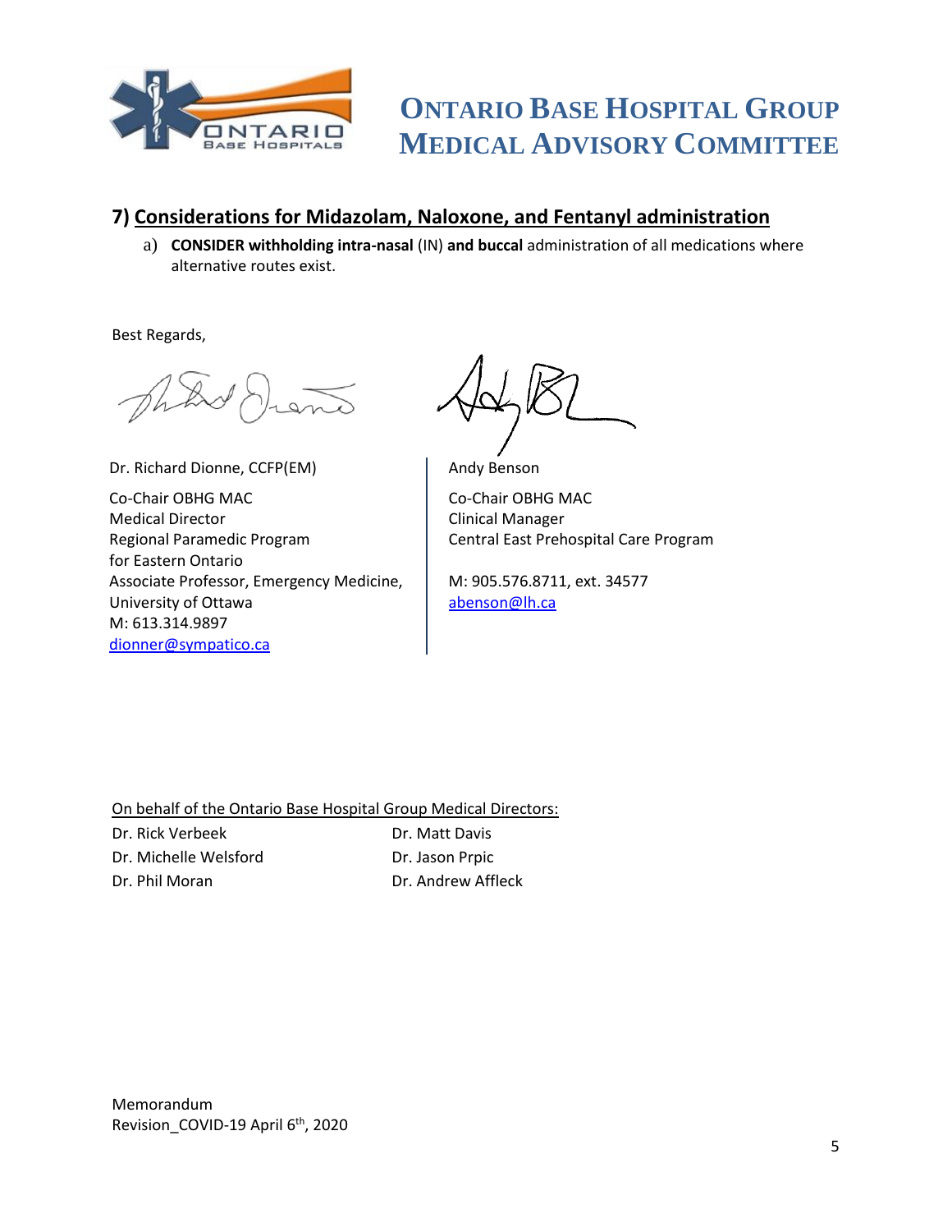# Ontario Base Hospital Group Medical Advisory Committee

## 7) Considerations for Midazolam, Naloxone, and Fentanyl administration

a) **CONSIDER withholding intra-nasal** (IN) **and buccal** administration of all medications where alternative routes exist.

Best Regards,

Dr. Richard Dionne, CCFP(EM)

Co-Chair OBHG MAC
Medical Director
Regional Paramedic Program
for Eastern Ontario
Associate Professor, Emergency Medicine,
University of Ottawa
M: 613.314.9897
dionner@sympatico.ca

Andy Benson

Co-Chair OBHG MAC
Clinical Manager
Central East Prehospital Care Program

M: 905.576.8711, ext. 34577
abenson@lh.ca

On behalf of the Ontario Base Hospital Group Medical Directors:

| | |
|---|---|
| Dr. Rick Verbeek | Dr. Matt Davis |
| Dr. Michelle Welsford | Dr. Jason Prpic |
| Dr. Phil Moran | Dr. Andrew Affleck |

Memorandum
Revision_COVID-19 April 6th, 2020